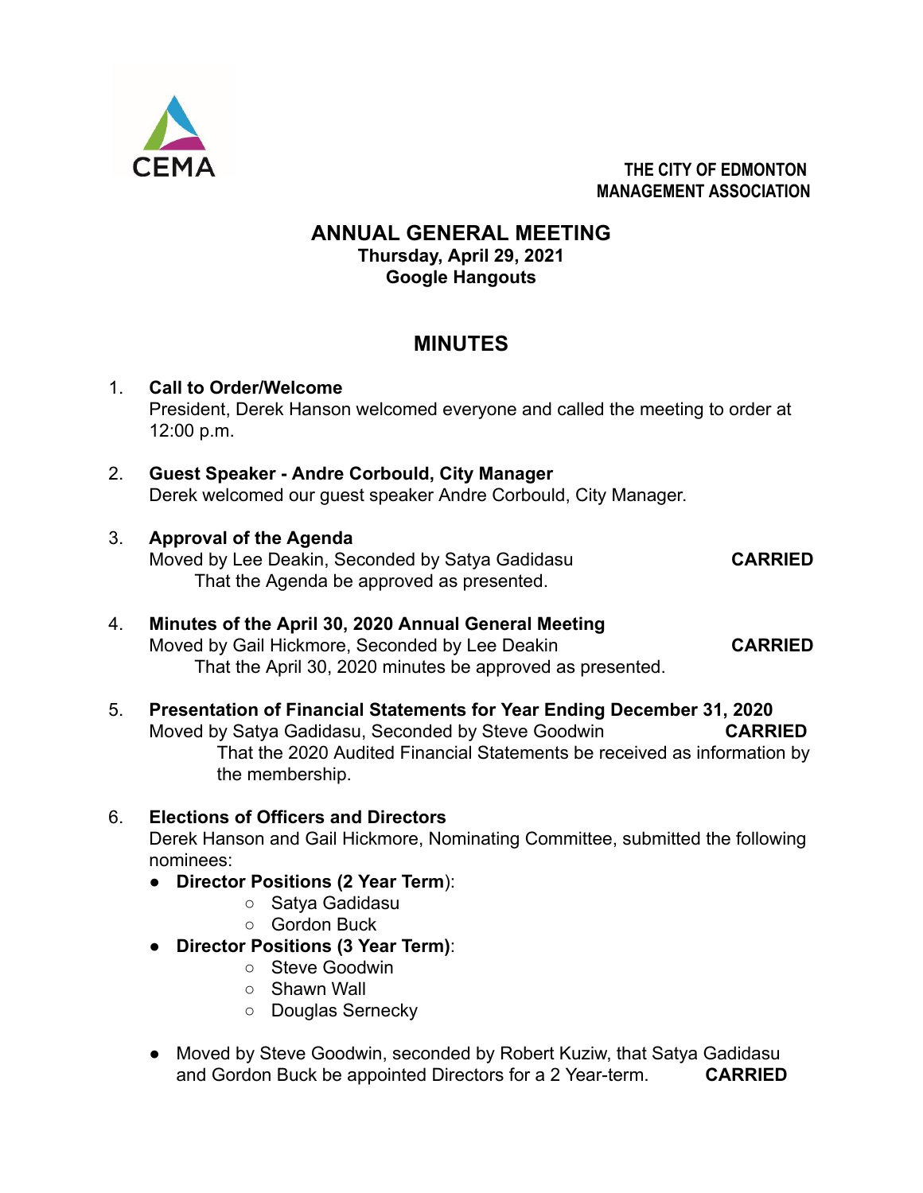CEMA

THE CITY OF EDMONTON
MANAGEMENT ASSOCIATION

# ANNUAL GENERAL MEETING

**Thursday, April 29, 2021**
**Google Hangouts**

## MINUTES

1. **Call to Order/Welcome**
   President, Derek Hanson welcomed everyone and called the meeting to order at 12:00 p.m.

2. **Guest Speaker - Andre Corbould, City Manager**
   Derek welcomed our guest speaker Andre Corbould, City Manager.

3. **Approval of the Agenda**
   Moved by Lee Deakin, Seconded by Satya Gadidasu **CARRIED**
   That the Agenda be approved as presented.

4. **Minutes of the April 30, 2020 Annual General Meeting**
   Moved by Gail Hickmore, Seconded by Lee Deakin **CARRIED**
   That the April 30, 2020 minutes be approved as presented.

5. **Presentation of Financial Statements for Year Ending December 31, 2020**
   Moved by Satya Gadidasu, Seconded by Steve Goodwin **CARRIED**
   That the 2020 Audited Financial Statements be received as information by the membership.

6. **Elections of Officers and Directors**
   Derek Hanson and Gail Hickmore, Nominating Committee, submitted the following nominees:
   - **Director Positions (2 Year Term**):
     - Satya Gadidasu
     - Gordon Buck
   - **Director Positions (3 Year Term)**:
     - Steve Goodwin
     - Shawn Wall
     - Douglas Sernecky

   - Moved by Steve Goodwin, seconded by Robert Kuziw, that Satya Gadidasu and Gordon Buck be appointed Directors for a 2 Year-term. **CARRIED**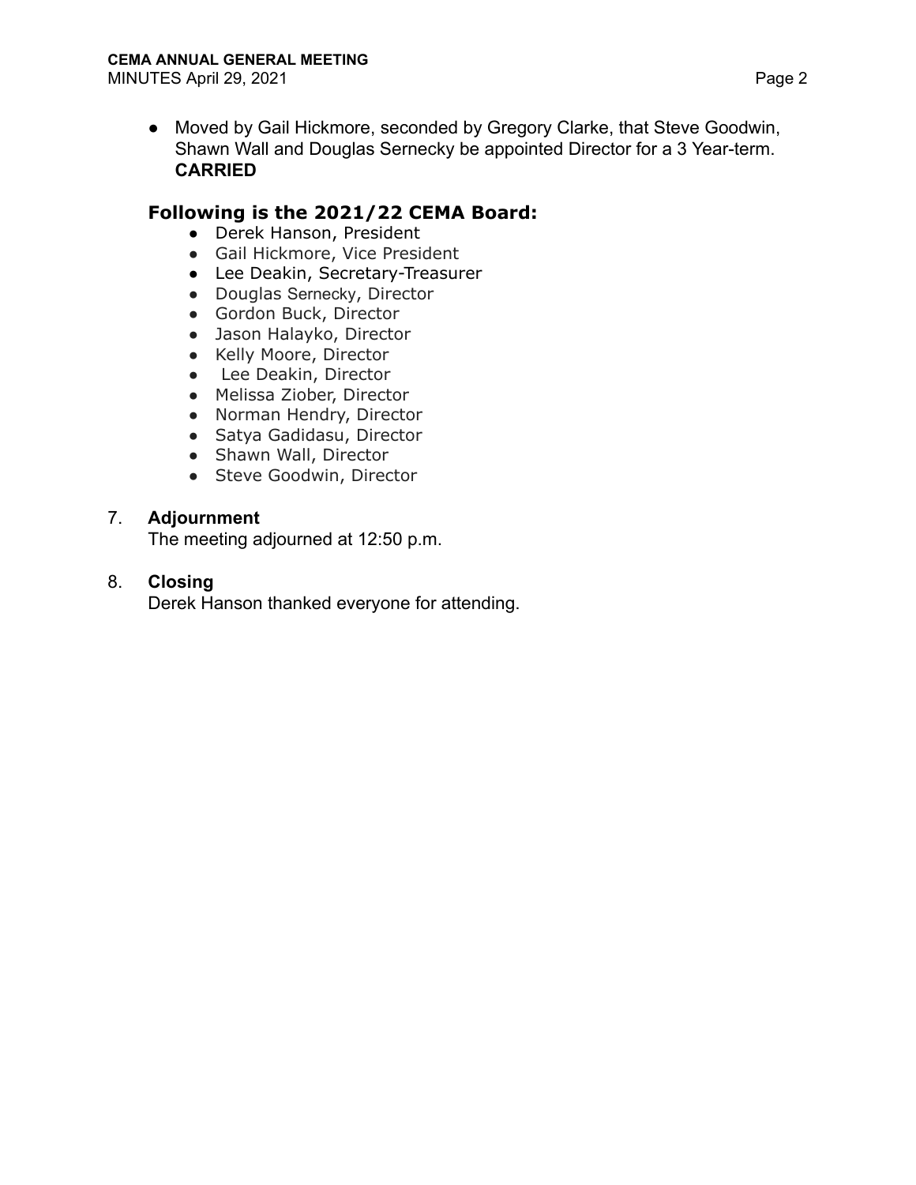- Moved by Gail Hickmore, seconded by Gregory Clarke, that Steve Goodwin, Shawn Wall and Douglas Sernecky be appointed Director for a 3 Year-term. **CARRIED**

## Following is the 2021/22 CEMA Board:

- Derek Hanson, President
- Gail Hickmore, Vice President
- Lee Deakin, Secretary-Treasurer
- Douglas Sernecky, Director
- Gordon Buck, Director
- Jason Halayko, Director
- Kelly Moore, Director
- Lee Deakin, Director
- Melissa Ziober, Director
- Norman Hendry, Director
- Satya Gadidasu, Director
- Shawn Wall, Director
- Steve Goodwin, Director

7. **Adjournment**
   The meeting adjourned at 12:50 p.m.

8. **Closing**
   Derek Hanson thanked everyone for attending.